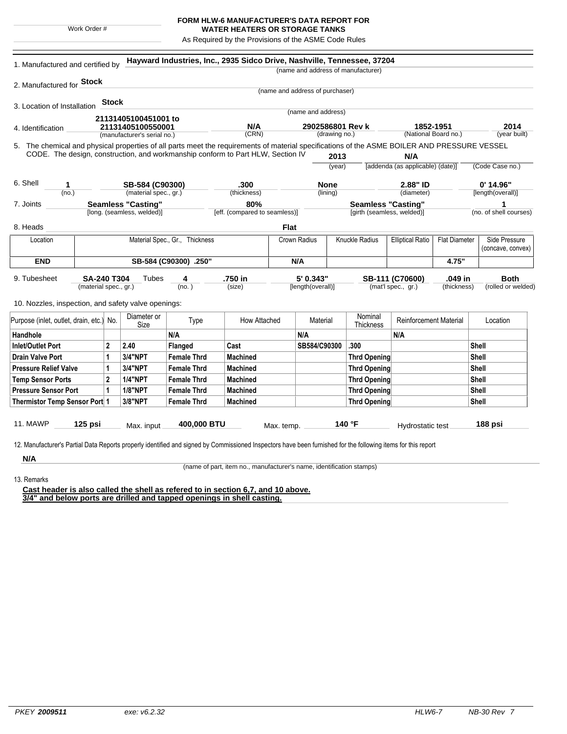Work Order #

# FORM HLW-6 MANUFACTURER'S DATA REPORT FOR WATER HEATERS OR STORAGE TANKS

As Required by the Provisions of the ASME Code Rules

1. Manufactured and certified by **Hayward Industries, Inc., 2935 Sidco Drive, Nashville, Tennessee, 37204**
(name and address of manufacturer)

2. Manufactured for **Stock**
(name and address of purchaser)

3. Location of Installation **Stock**
(name and address)

4. Identification **21131405100451001 to 21131405100550001** (manufacturer's serial no.) **N/A** (CRN) **2902586801 Rev k** (drawing no.) **1852-1951** (National Board no.) **2014** (year built)

5. The chemical and physical properties of all parts meet the requirements of material specifications of the ASME BOILER AND PRESSURE VESSEL CODE. The design, construction, and workmanship conform to Part HLW, Section IV **2013** (year) **N/A** [addenda (as applicable) (date)] (Code Case no.)

6. Shell **1** (no.) **SB-584 (C90300)** (material spec., gr.) **.300** (thickness) **None** (lining) **2.88" ID** (diameter) **0' 14.96"** [length(overall)]

7. Joints **Seamless "Casting"** [long. (seamless, welded)] **80%** [eff. (compared to seamless)] **Seamless "Casting"** [girth (seamless, welded)] **1** (no. of shell courses)

8. Heads **Flat**

| Location | Material Spec., Gr., Thickness | Crown Radius | Knuckle Radius | Elliptical Ratio | Flat Diameter | Side Pressure (concave, convex) |
|---|---|---|---|---|---|---|
| **END** | **SB-584 (C90300) .250"** | **N/A** | | | **4.75"** | |

9. Tubesheet **SA-240 T304** (material spec., gr.) Tubes **4** (no.) **.750 in** (size) **5' 0.343"** [length(overall)] **SB-111 (C70600)** (mat'l spec., gr.) **.049 in** (thickness) **Both** (rolled or welded)

10. Nozzles, inspection, and safety valve openings:

| Purpose (inlet, outlet, drain, etc.) | No. | Diameter or Size | Type | How Attached | Material | Nominal Thickness | Reinforcement Material | Location |
|---|---|---|---|---|---|---|---|---|
| **Handhole** | | | **N/A** | | **N/A** | | **N/A** | |
| **Inlet/Outlet Port** | **2** | **2.40** | **Flanged** | **Cast** | **SB584/C90300** | **.300** | | **Shell** |
| **Drain Valve Port** | **1** | **3/4"NPT** | **Female Thrd** | **Machined** | | **Thrd Opening** | | **Shell** |
| **Pressure Relief Valve** | **1** | **3/4"NPT** | **Female Thrd** | **Machined** | | **Thrd Opening** | | **Shell** |
| **Temp Sensor Ports** | **2** | **1/4"NPT** | **Female Thrd** | **Machined** | | **Thrd Opening** | | **Shell** |
| **Pressure Sensor Port** | **1** | **1/8"NPT** | **Female Thrd** | **Machined** | | **Thrd Opening** | | **Shell** |
| **Thermistor Temp Sensor Port** | **1** | **3/8"NPT** | **Female Thrd** | **Machined** | | **Thrd Opening** | | **Shell** |

11. MAWP **125 psi** Max. input **400,000 BTU** Max. temp. **140 °F** Hydrostatic test **188 psi**

12. Manufacturer's Partial Data Reports properly identified and signed by Commissioned Inspectors have been furnished for the following items for this report

**N/A**
(name of part, item no., manufacturer's name, identification stamps)

13. Remarks

**Cast header is also called the shell as refered to in section 6,7, and 10 above.**
**3/4" and below ports are drilled and tapped openings in shell casting.**

PKEY **2009511** exe: v6.2.32 HLW6-7 NB-30 Rev 7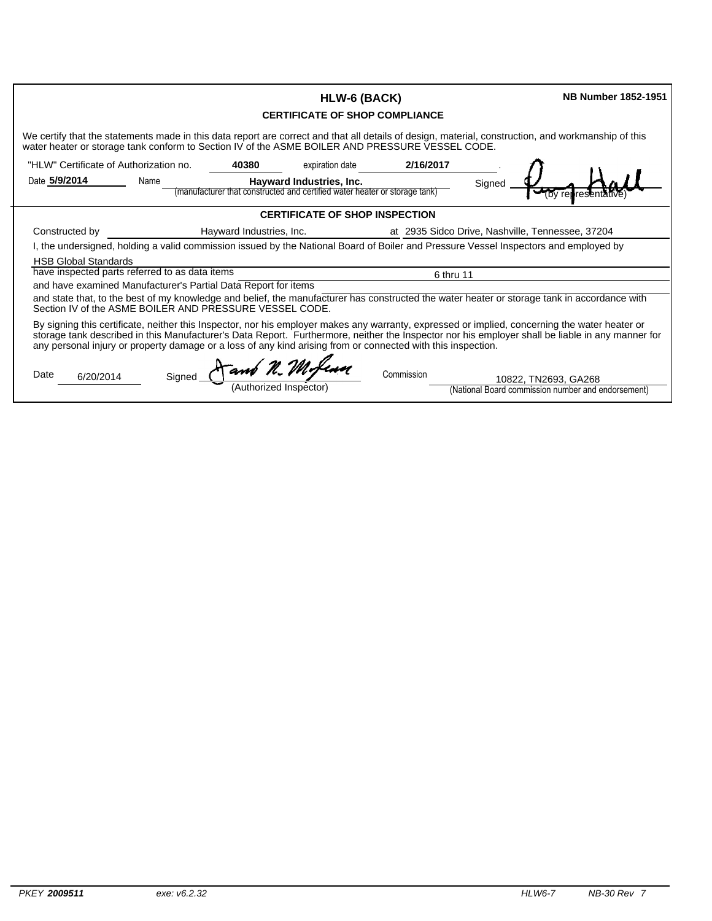# HLW-6 (BACK)

**NB Number 1852-1951**

## CERTIFICATE OF SHOP COMPLIANCE

We certify that the statements made in this data report are correct and that all details of design, material, construction, and workmanship of this water heater or storage tank conform to Section IV of the ASME BOILER AND PRESSURE VESSEL CODE.

"HLW" Certificate of Authorization no. **40380** expiration date **2/16/2017** .

Date **5/9/2014** Name **Hayward Industries, Inc.** (manufacturer that constructed and certified water heater or storage tank) Signed _______ (by representative)

## CERTIFICATE OF SHOP INSPECTION

Constructed by Hayward Industries, Inc. at 2935 Sidco Drive, Nashville, Tennessee, 37204

I, the undersigned, holding a valid commission issued by the National Board of Boiler and Pressure Vessel Inspectors and employed by HSB Global Standards

have inspected parts referred to as data items 6 thru 11

and have examined Manufacturer's Partial Data Report for items

and state that, to the best of my knowledge and belief, the manufacturer has constructed the water heater or storage tank in accordance with Section IV of the ASME BOILER AND PRESSURE VESSEL CODE.

By signing this certificate, neither this Inspector, nor his employer makes any warranty, expressed or implied, concerning the water heater or storage tank described in this Manufacturer's Data Report. Furthermore, neither the Inspector nor his employer shall be liable in any manner for any personal injury or property damage or a loss of any kind arising from or connected with this inspection.

Date 6/20/2014 Signed _______ (Authorized Inspector) Commission 10822, TN2693, GA268 (National Board commission number and endorsement)

*PKEY* ***2009511*** *exe: v6.2.32* *HLW6-7* *NB-30 Rev 7*